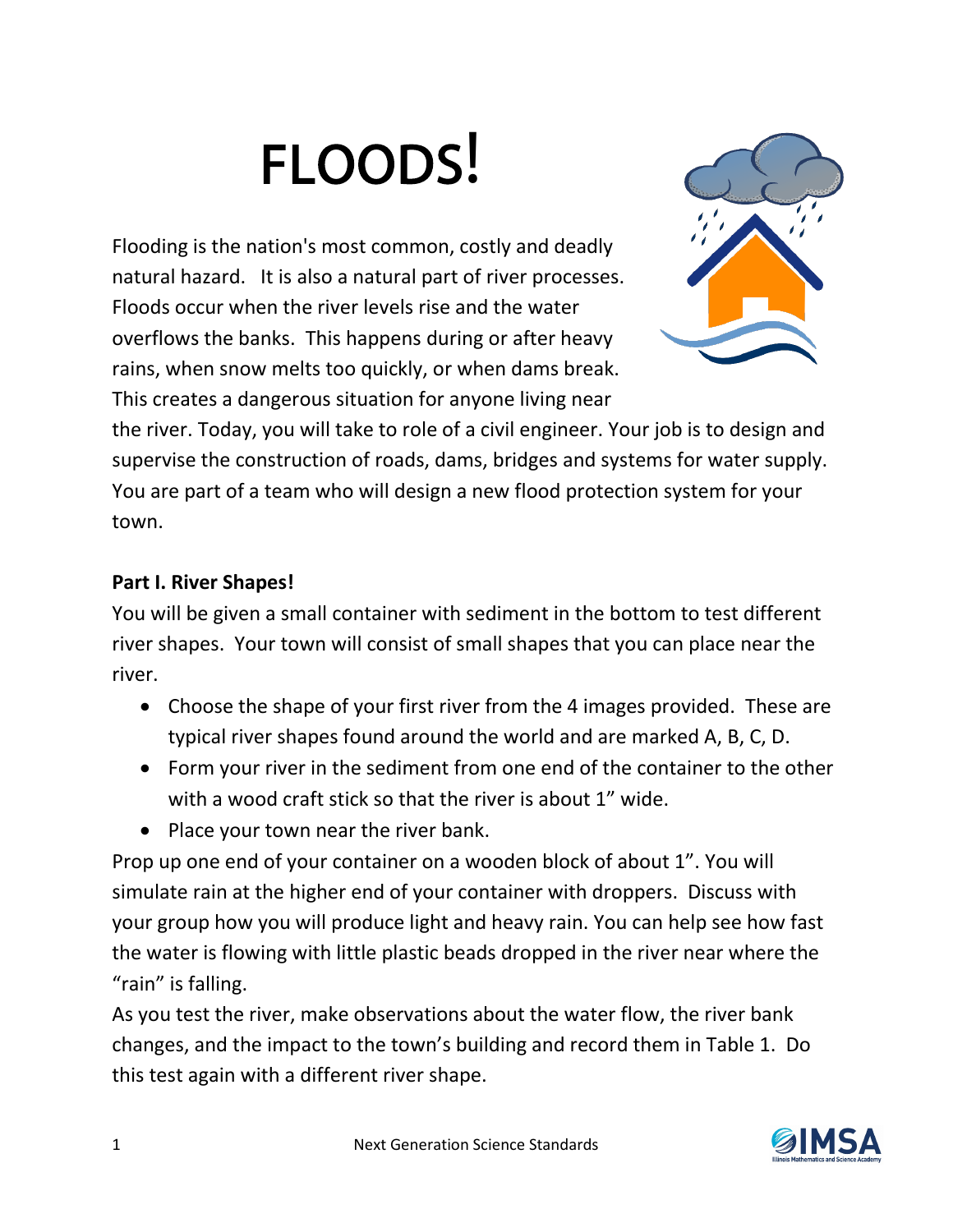# FLOODS!

Flooding is the nation's most common, costly and deadly natural hazard. It is also a natural part of river processes. Floods occur when the river levels rise and the water overflows the banks. This happens during or after heavy rains, when snow melts too quickly, or when dams break. This creates a dangerous situation for anyone living near the river. Today, you will take to role of a civil engineer. Your job is to design and supervise the construction of roads, dams, bridges and systems for water supply. You are part of a team who will design a new flood protection system for your town.

**Part I. River Shapes!**

You will be given a small container with sediment in the bottom to test different river shapes. Your town will consist of small shapes that you can place near the river.

- Choose the shape of your first river from the 4 images provided. These are typical river shapes found around the world and are marked A, B, C, D.
- Form your river in the sediment from one end of the container to the other with a wood craft stick so that the river is about 1" wide.
- Place your town near the river bank.

Prop up one end of your container on a wooden block of about 1". You will simulate rain at the higher end of your container with droppers. Discuss with your group how you will produce light and heavy rain. You can help see how fast the water is flowing with little plastic beads dropped in the river near where the "rain" is falling.

As you test the river, make observations about the water flow, the river bank changes, and the impact to the town's building and record them in Table 1. Do this test again with a different river shape.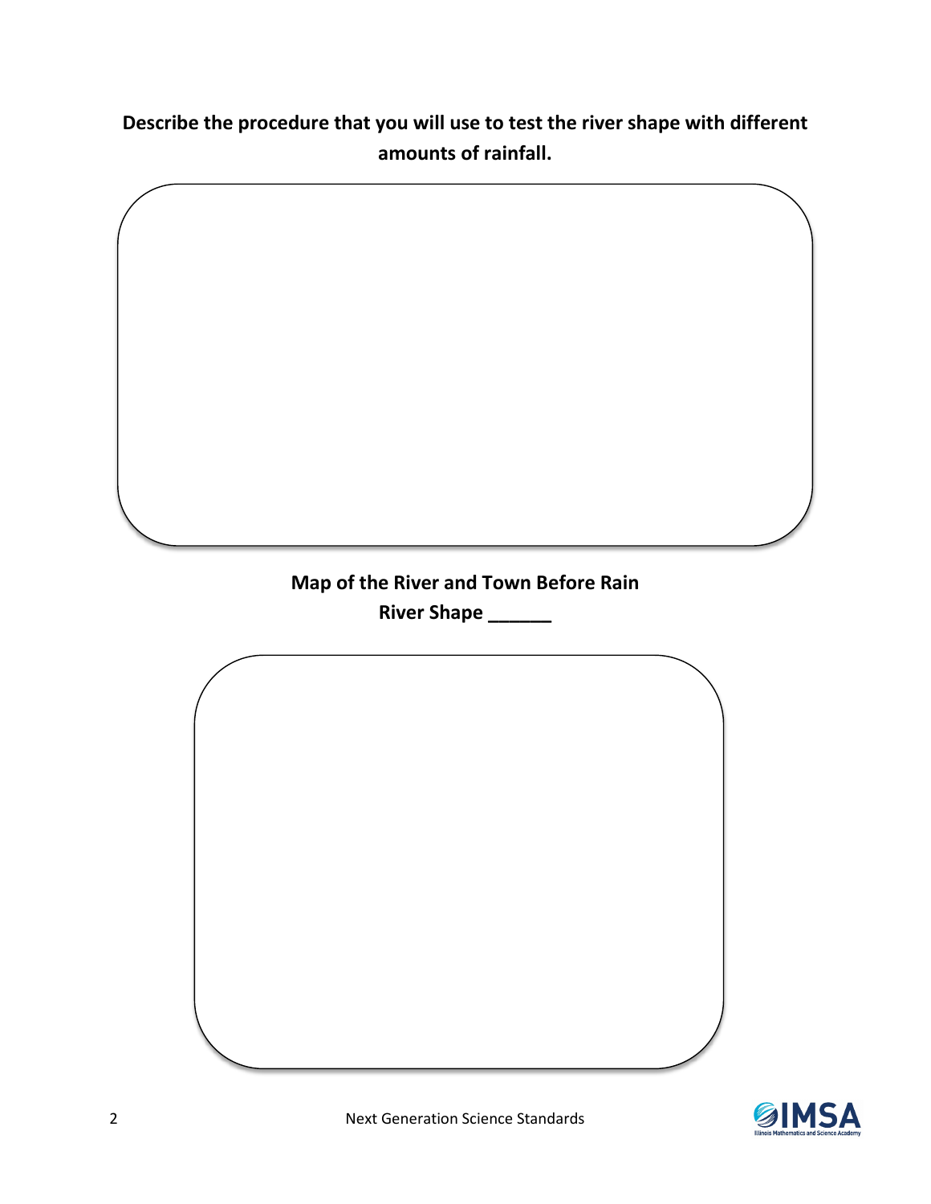**Describe the procedure that you will use to test the river shape with different amounts of rainfall.**

**Map of the River and Town Before Rain**

**River Shape ______**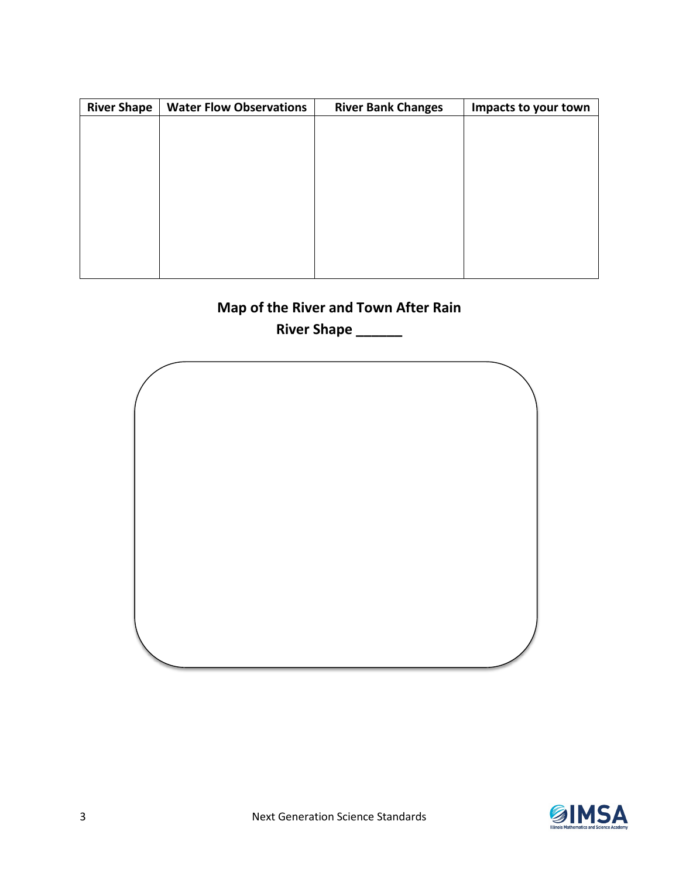| River Shape | Water Flow Observations | River Bank Changes | Impacts to your town |
|---|---|---|---|
| | | | |

**Map of the River and Town After Rain**

**River Shape ______**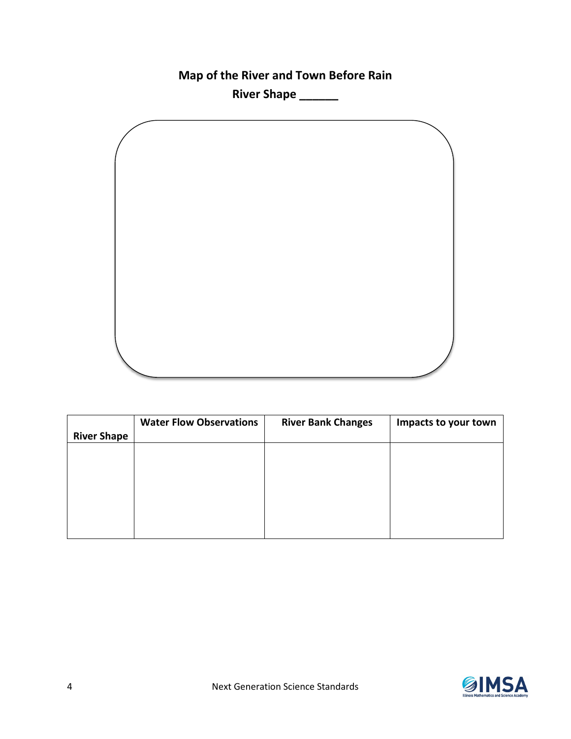**Map of the River and Town Before Rain**

**River Shape ______**

| **River Shape** | **Water Flow Observations** | **River Bank Changes** | **Impacts to your town** |
| --- | --- | --- | --- |
| | | | |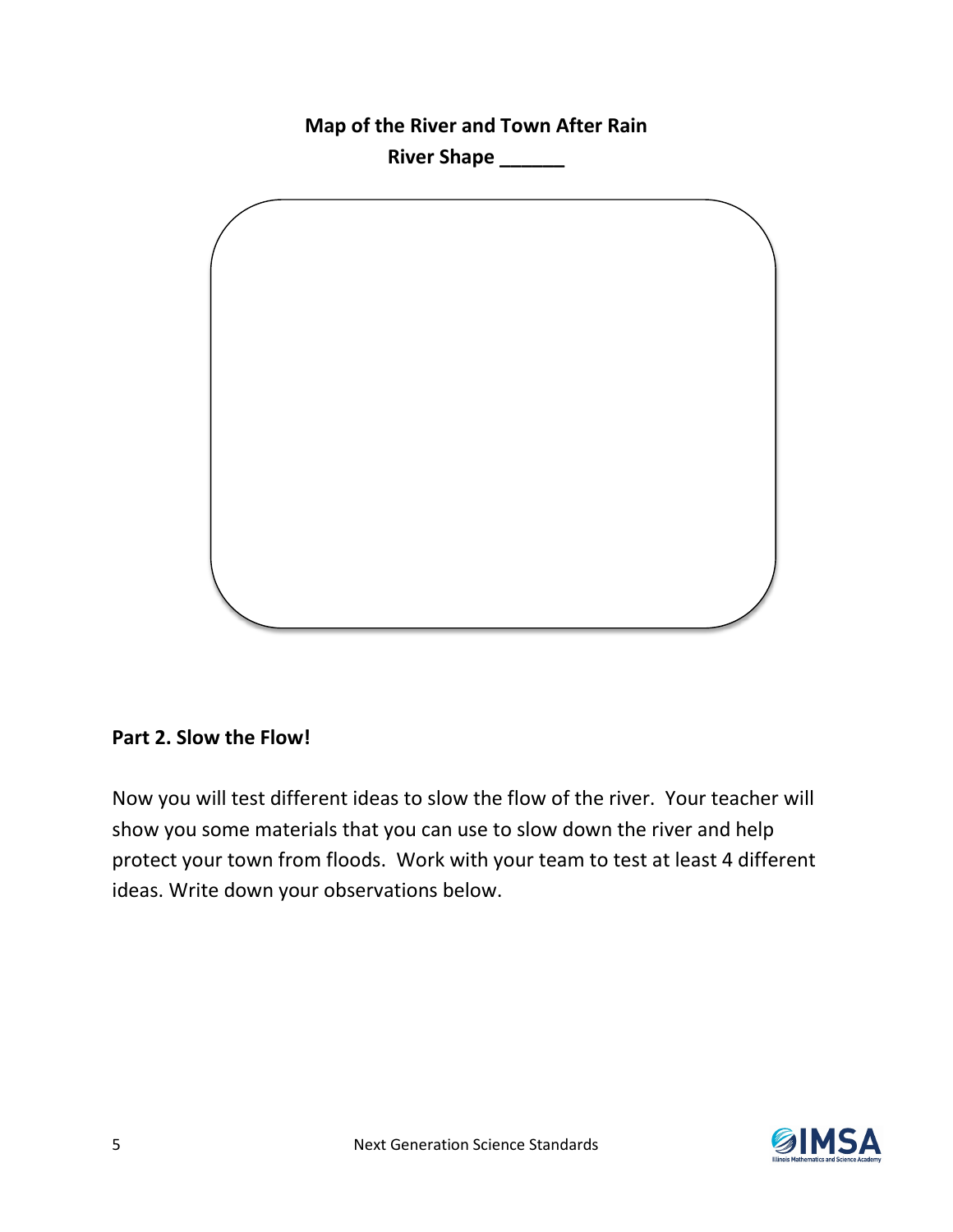**Map of the River and Town After Rain**

**River Shape \_\_\_\_\_\_**

## Part 2. Slow the Flow!

Now you will test different ideas to slow the flow of the river. Your teacher will show you some materials that you can use to slow down the river and help protect your town from floods. Work with your team to test at least 4 different ideas. Write down your observations below.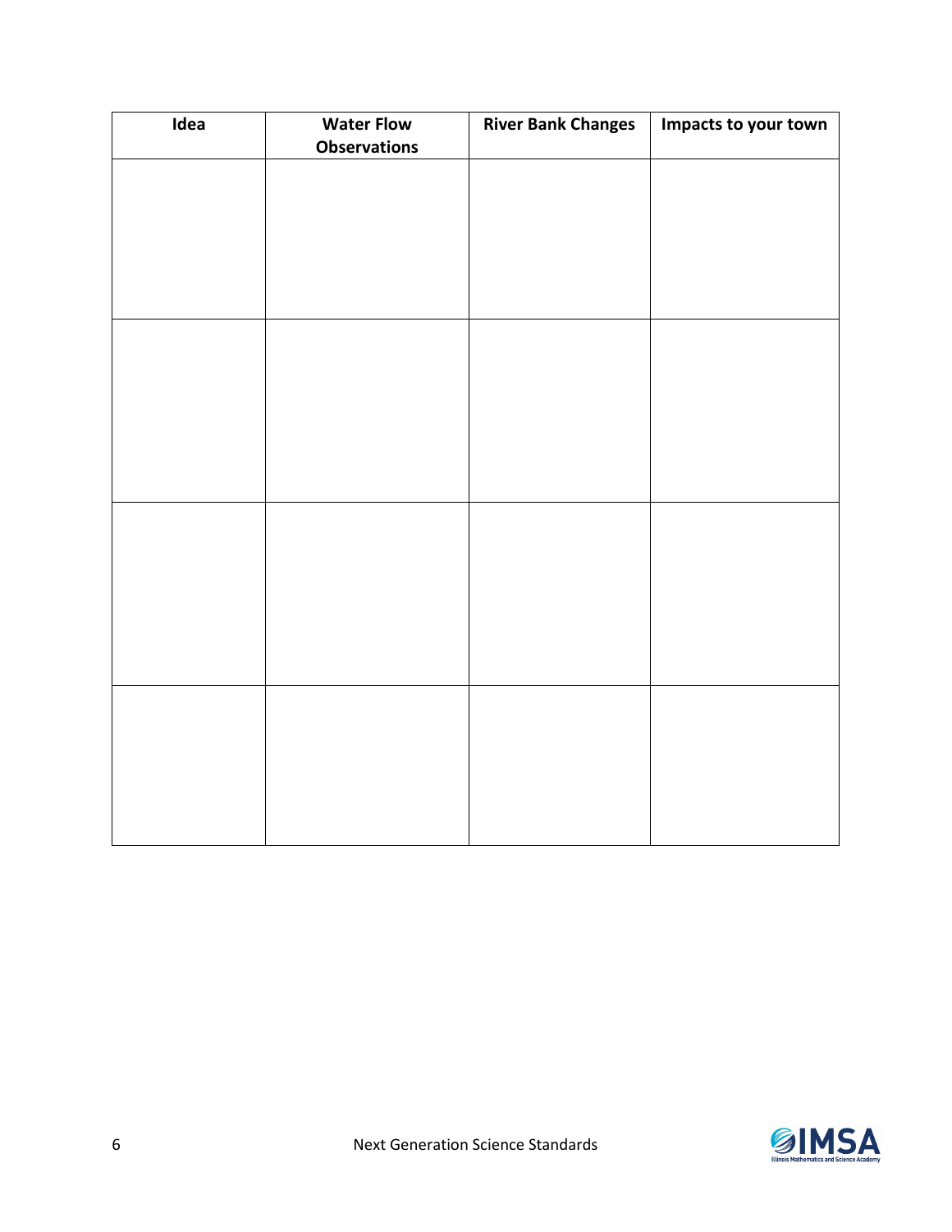| Idea | Water Flow Observations | River Bank Changes | Impacts to your town |
|---|---|---|---|
| | | | |
| | | | |
| | | | |
| | | | |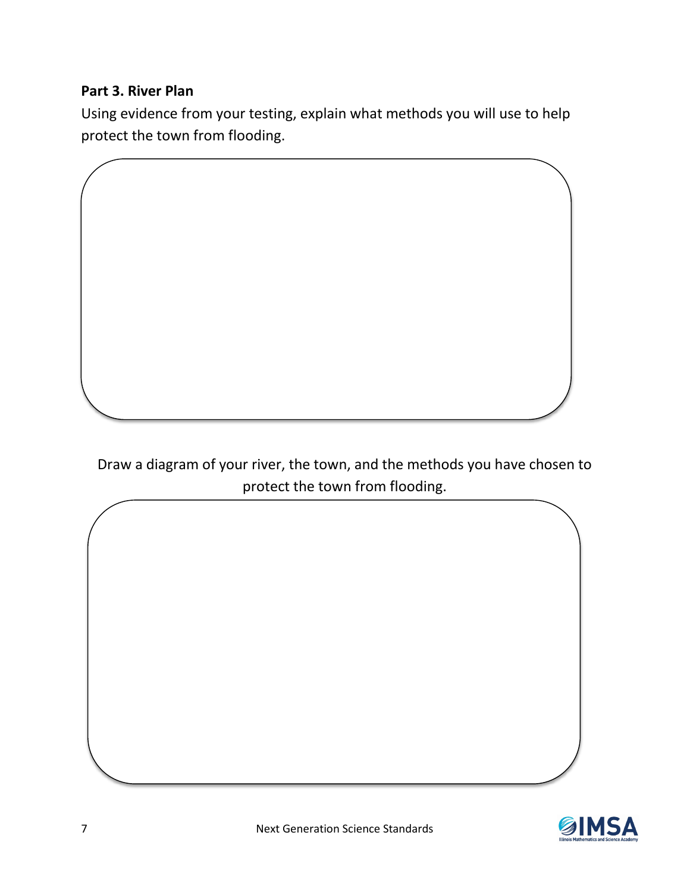## Part 3. River Plan

Using evidence from your testing, explain what methods you will use to help protect the town from flooding.

Draw a diagram of your river, the town, and the methods you have chosen to protect the town from flooding.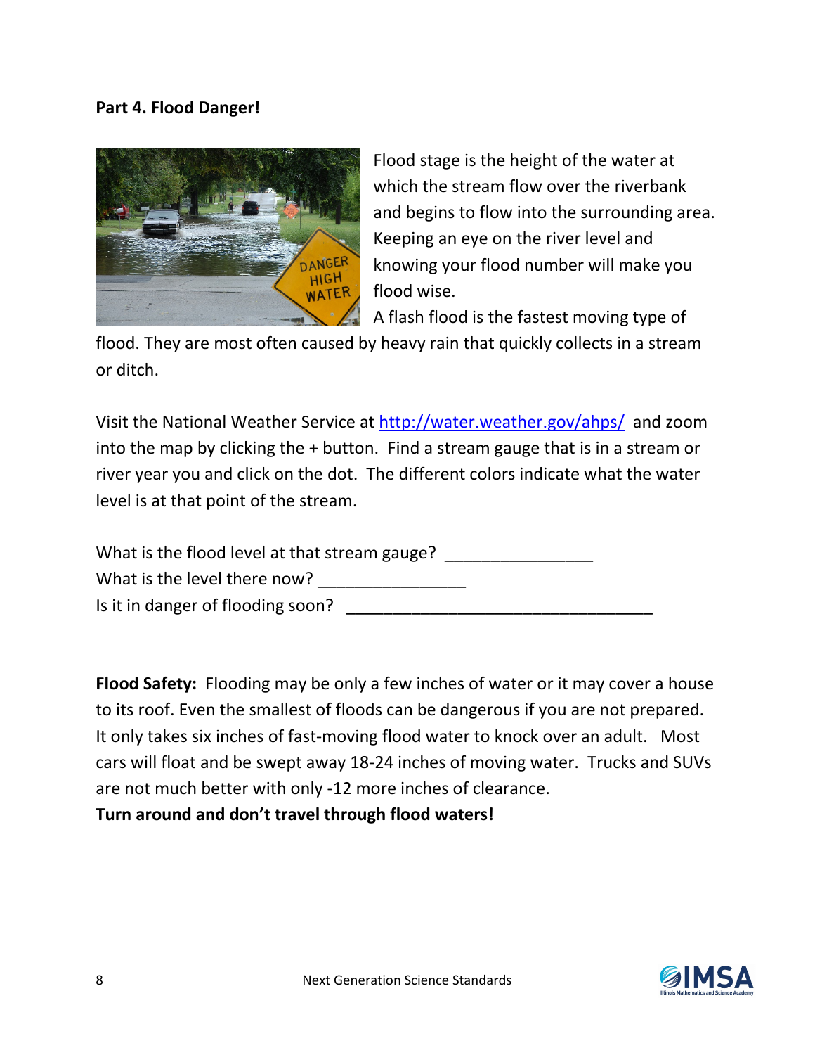**Part 4. Flood Danger!**

Flood stage is the height of the water at which the stream flow over the riverbank and begins to flow into the surrounding area. Keeping an eye on the river level and knowing your flood number will make you flood wise.

A flash flood is the fastest moving type of flood. They are most often caused by heavy rain that quickly collects in a stream or ditch.

Visit the National Weather Service at http://water.weather.gov/ahps/ and zoom into the map by clicking the + button. Find a stream gauge that is in a stream or river year you and click on the dot. The different colors indicate what the water level is at that point of the stream.

What is the flood level at that stream gauge? ________________

What is the level there now? ________________

Is it in danger of flooding soon? _________________________________

**Flood Safety:** Flooding may be only a few inches of water or it may cover a house to its roof. Even the smallest of floods can be dangerous if you are not prepared. It only takes six inches of fast-moving flood water to knock over an adult. Most cars will float and be swept away 18-24 inches of moving water. Trucks and SUVs are not much better with only -12 more inches of clearance.

**Turn around and don't travel through flood waters!**